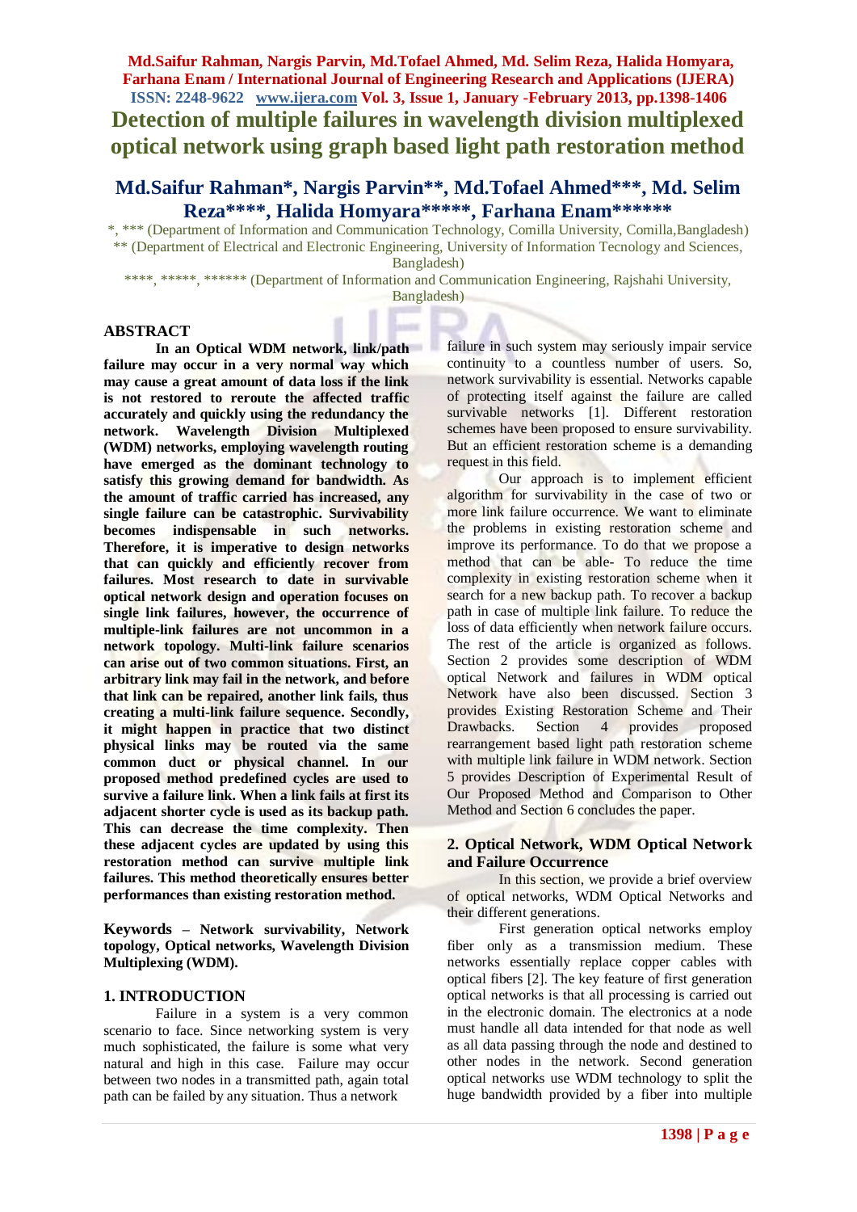# Detection of multiple failures in wavelength division multiplexed optical network using graph based light path restoration method

## Md.Saifur Rahman*, Nargis Parvin**, Md.Tofael Ahmed***, Md. Selim Reza****, Halida Homyara*****, Farhana Enam******

*, *** (Department of Information and Communication Technology, Comilla University, Comilla,Bangladesh)
** (Department of Electrical and Electronic Engineering, University of Information Tecnology and Sciences, Bangladesh)
****, *****, ****** (Department of Information and Communication Engineering, Rajshahi University, Bangladesh)

## ABSTRACT

**In an Optical WDM network, link/path failure may occur in a very normal way which may cause a great amount of data loss if the link is not restored to reroute the affected traffic accurately and quickly using the redundancy the network. Wavelength Division Multiplexed (WDM) networks, employing wavelength routing have emerged as the dominant technology to satisfy this growing demand for bandwidth. As the amount of traffic carried has increased, any single failure can be catastrophic. Survivability becomes indispensable in such networks. Therefore, it is imperative to design networks that can quickly and efficiently recover from failures. Most research to date in survivable optical network design and operation focuses on single link failures, however, the occurrence of multiple-link failures are not uncommon in a network topology. Multi-link failure scenarios can arise out of two common situations. First, an arbitrary link may fail in the network, and before that link can be repaired, another link fails, thus creating a multi-link failure sequence. Secondly, it might happen in practice that two distinct physical links may be routed via the same common duct or physical channel. In our proposed method predefined cycles are used to survive a failure link. When a link fails at first its adjacent shorter cycle is used as its backup path. This can decrease the time complexity. Then these adjacent cycles are updated by using this restoration method can survive multiple link failures. This method theoretically ensures better performances than existing restoration method.**

**Keywords** – **Network survivability, Network topology, Optical networks, Wavelength Division Multiplexing (WDM).**

## 1. INTRODUCTION

Failure in a system is a very common scenario to face. Since networking system is very much sophisticated, the failure is some what very natural and high in this case. Failure may occur between two nodes in a transmitted path, again total path can be failed by any situation. Thus a network failure in such system may seriously impair service continuity to a countless number of users. So, network survivability is essential. Networks capable of protecting itself against the failure are called survivable networks [1]. Different restoration schemes have been proposed to ensure survivability. But an efficient restoration scheme is a demanding request in this field.

Our approach is to implement efficient algorithm for survivability in the case of two or more link failure occurrence. We want to eliminate the problems in existing restoration scheme and improve its performance. To do that we propose a method that can be able- To reduce the time complexity in existing restoration scheme when it search for a new backup path. To recover a backup path in case of multiple link failure. To reduce the loss of data efficiently when network failure occurs. The rest of the article is organized as follows. Section 2 provides some description of WDM optical Network and failures in WDM optical Network have also been discussed. Section 3 provides Existing Restoration Scheme and Their Drawbacks. Section 4 provides proposed rearrangement based light path restoration scheme with multiple link failure in WDM network. Section 5 provides Description of Experimental Result of Our Proposed Method and Comparison to Other Method and Section 6 concludes the paper.

## 2. Optical Network, WDM Optical Network and Failure Occurrence

In this section, we provide a brief overview of optical networks, WDM Optical Networks and their different generations.

First generation optical networks employ fiber only as a transmission medium. These networks essentially replace copper cables with optical fibers [2]. The key feature of first generation optical networks is that all processing is carried out in the electronic domain. The electronics at a node must handle all data intended for that node as well as all data passing through the node and destined to other nodes in the network. Second generation optical networks use WDM technology to split the huge bandwidth provided by a fiber into multiple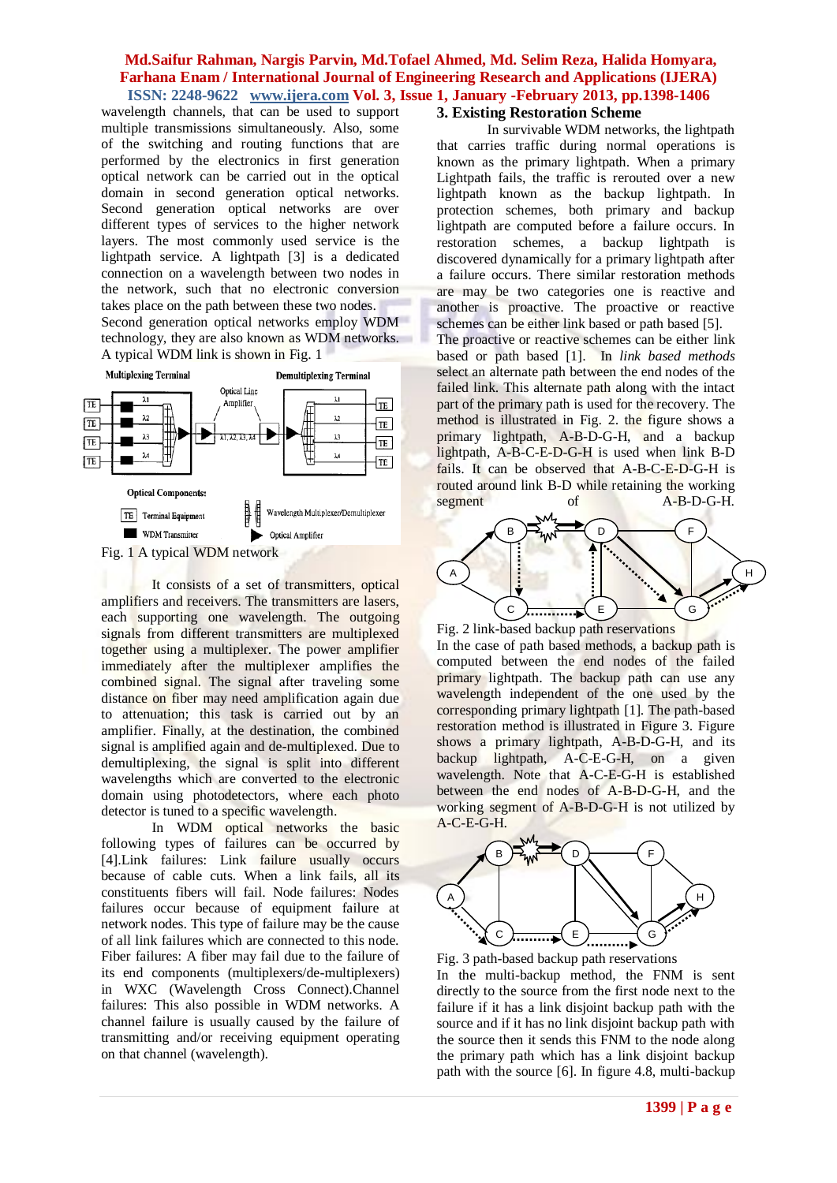wavelength channels, that can be used to support multiple transmissions simultaneously. Also, some of the switching and routing functions that are performed by the electronics in first generation optical network can be carried out in the optical domain in second generation optical networks. Second generation optical networks are over different types of services to the higher network layers. The most commonly used service is the lightpath service. A lightpath [3] is a dedicated connection on a wavelength between two nodes in the network, such that no electronic conversion takes place on the path between these two nodes. Second generation optical networks employ WDM technology, they are also known as WDM networks. A typical WDM link is shown in Fig. 1

Fig. 1 A typical WDM network

It consists of a set of transmitters, optical amplifiers and receivers. The transmitters are lasers, each supporting one wavelength. The outgoing signals from different transmitters are multiplexed together using a multiplexer. The power amplifier immediately after the multiplexer amplifies the combined signal. The signal after traveling some distance on fiber may need amplification again due to attenuation; this task is carried out by an amplifier. Finally, at the destination, the combined signal is amplified again and de-multiplexed. Due to demultiplexing, the signal is split into different wavelengths which are converted to the electronic domain using photodetectors, where each photo detector is tuned to a specific wavelength.

In WDM optical networks the basic following types of failures can be occurred by [4].Link failures: Link failure usually occurs because of cable cuts. When a link fails, all its constituents fibers will fail. Node failures: Nodes failures occur because of equipment failure at network nodes. This type of failure may be the cause of all link failures which are connected to this node. Fiber failures: A fiber may fail due to the failure of its end components (multiplexers/de-multiplexers) in WXC (Wavelength Cross Connect).Channel failures: This also possible in WDM networks. A channel failure is usually caused by the failure of transmitting and/or receiving equipment operating on that channel (wavelength).

## 3. Existing Restoration Scheme

In survivable WDM networks, the lightpath that carries traffic during normal operations is known as the primary lightpath. When a primary Lightpath fails, the traffic is rerouted over a new lightpath known as the backup lightpath. In protection schemes, both primary and backup lightpath are computed before a failure occurs. In restoration schemes, a backup lightpath is discovered dynamically for a primary lightpath after a failure occurs. There similar restoration methods are may be two categories one is reactive and another is proactive. The proactive or reactive schemes can be either link based or path based [5]. The proactive or reactive schemes can be either link based or path based [1]. In *link based methods* select an alternate path between the end nodes of the failed link. This alternate path along with the intact part of the primary path is used for the recovery. The method is illustrated in Fig. 2. the figure shows a primary lightpath, A-B-D-G-H, and a backup lightpath, A-B-C-E-D-G-H is used when link B-D fails. It can be observed that A-B-C-E-D-G-H is routed around link B-D while retaining the working segment of A-B-D-G-H.

Fig. 2 link-based backup path reservations

In the case of path based methods, a backup path is computed between the end nodes of the failed primary lightpath. The backup path can use any wavelength independent of the one used by the corresponding primary lightpath [1]. The path-based restoration method is illustrated in Figure 3. Figure shows a primary lightpath, A-B-D-G-H, and its backup lightpath, A-C-E-G-H, on a given wavelength. Note that A-C-E-G-H is established between the end nodes of A-B-D-G-H, and the working segment of A-B-D-G-H is not utilized by A-C-E-G-H.

Fig. 3 path-based backup path reservations

In the multi-backup method, the FNM is sent directly to the source from the first node next to the failure if it has a link disjoint backup path with the source and if it has no link disjoint backup path with the source then it sends this FNM to the node along the primary path which has a link disjoint backup path with the source [6]. In figure 4.8, multi-backup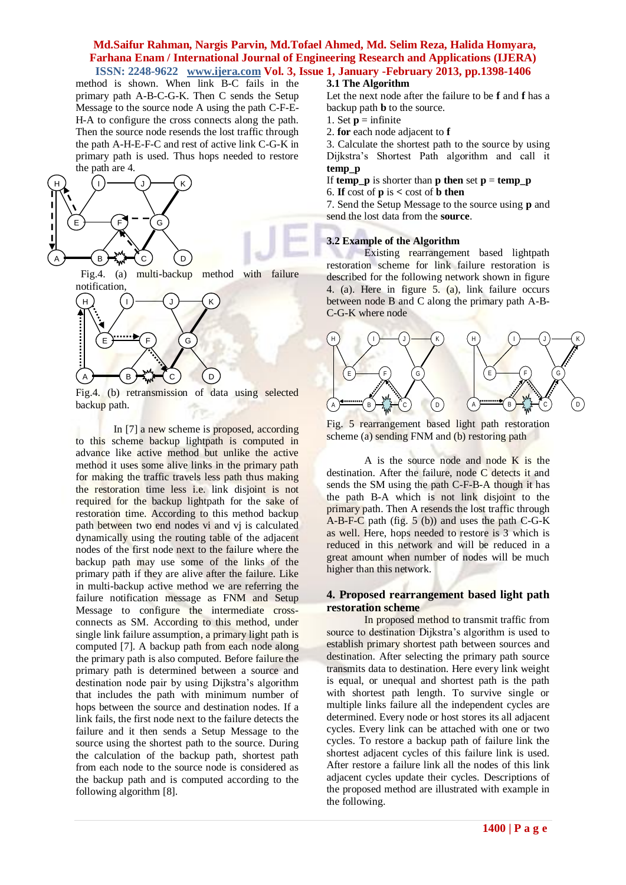method is shown. When link B-C fails in the primary path A-B-C-G-K. Then C sends the Setup Message to the source node A using the path C-F-E-H-A to configure the cross connects along the path. Then the source node resends the lost traffic through the path A-H-E-F-C and rest of active link C-G-K in primary path is used. Thus hops needed to restore the path are 4.

Fig.4. (a) multi-backup method with failure notification,

Fig.4. (b) retransmission of data using selected backup path.

In [7] a new scheme is proposed, according to this scheme backup lightpath is computed in advance like active method but unlike the active method it uses some alive links in the primary path for making the traffic travels less path thus making the restoration time less i.e. link disjoint is not required for the backup lightpath for the sake of restoration time. According to this method backup path between two end nodes vi and vj is calculated dynamically using the routing table of the adjacent nodes of the first node next to the failure where the backup path may use some of the links of the primary path if they are alive after the failure. Like in multi-backup active method we are referring the failure notification message as FNM and Setup Message to configure the intermediate cross-connects as SM. According to this method, under single link failure assumption, a primary light path is computed [7]. A backup path from each node along the primary path is also computed. Before failure the primary path is determined between a source and destination node pair by using Dijkstra's algorithm that includes the path with minimum number of hops between the source and destination nodes. If a link fails, the first node next to the failure detects the failure and it then sends a Setup Message to the source using the shortest path to the source. During the calculation of the backup path, shortest path from each node to the source node is considered as the backup path and is computed according to the following algorithm [8].

### 3.1 The Algorithm

Let the next node after the failure to be **f** and **f** has a backup path **b** to the source.

1. Set **p** = infinite
2. **for** each node adjacent to **f**
3. Calculate the shortest path to the source by using Dijkstra's Shortest Path algorithm and call it **temp_p**

If **temp_p** is shorter than **p then** set **p** = **temp_p**

6. **If** cost of **p** is **<** cost of **b then**
7. Send the Setup Message to the source using **p** and send the lost data from the **source**.

### 3.2 Example of the Algorithm

Existing rearrangement based lightpath restoration scheme for link failure restoration is described for the following network shown in figure 4. (a). Here in figure 5. (a), link failure occurs between node B and C along the primary path A-B-C-G-K where node

Fig. 5 rearrangement based light path restoration scheme (a) sending FNM and (b) restoring path

A is the source node and node K is the destination. After the failure, node C detects it and sends the SM using the path C-F-B-A though it has the path B-A which is not link disjoint to the primary path. Then A resends the lost traffic through A-B-F-C path (fig. 5 (b)) and uses the path C-G-K as well. Here, hops needed to restore is 3 which is reduced in this network and will be reduced in a great amount when number of nodes will be much higher than this network.

## 4. Proposed rearrangement based light path restoration scheme

In proposed method to transmit traffic from source to destination Dijkstra's algorithm is used to establish primary shortest path between sources and destination. After selecting the primary path source transmits data to destination. Here every link weight is equal, or unequal and shortest path is the path with shortest path length. To survive single or multiple links failure all the independent cycles are determined. Every node or host stores its all adjacent cycles. Every link can be attached with one or two cycles. To restore a backup path of failure link the shortest adjacent cycles of this failure link is used. After restore a failure link all the nodes of this link adjacent cycles update their cycles. Descriptions of the proposed method are illustrated with example in the following.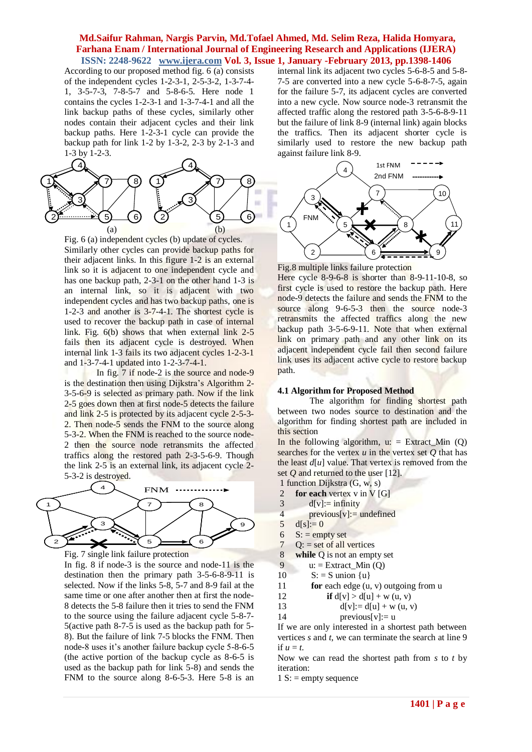According to our proposed method fig. 6 (a) consists of the independent cycles 1-2-3-1, 2-5-3-2, 1-3-7-4-1, 3-5-7-3, 7-8-5-7 and 5-8-6-5. Here node 1 contains the cycles 1-2-3-1 and 1-3-7-4-1 and all the link backup paths of these cycles, similarly other nodes contain their adjacent cycles and their link backup paths. Here 1-2-3-1 cycle can provide the backup path for link 1-2 by 1-3-2, 2-3 by 2-1-3 and 1-3 by 1-2-3.

Fig. 6 (a) independent cycles (b) update of cycles.

Similarly other cycles can provide backup paths for their adjacent links. In this figure 1-2 is an external link so it is adjacent to one independent cycle and has one backup path, 2-3-1 on the other hand 1-3 is an internal link, so it is adjacent with two independent cycles and has two backup paths, one is 1-2-3 and another is 3-7-4-1. The shortest cycle is used to recover the backup path in case of internal link. Fig. 6(b) shows that when external link 2-5 fails then its adjacent cycle is destroyed. When internal link 1-3 fails its two adjacent cycles 1-2-3-1 and 1-3-7-4-1 updated into 1-2-3-7-4-1.

In fig. 7 if node-2 is the source and node-9 is the destination then using Dijkstra's Algorithm 2-3-5-6-9 is selected as primary path. Now if the link 2-5 goes down then at first node-5 detects the failure and link 2-5 is protected by its adjacent cycle 2-5-3-2. Then node-5 sends the FNM to the source along 5-3-2. When the FNM is reached to the source node-2 then the source node retransmits the affected traffics along the restored path 2-3-5-6-9. Though the link 2-5 is an external link, its adjacent cycle 2-5-3-2 is destroyed.

Fig. 7 single link failure protection

In fig. 8 if node-3 is the source and node-11 is the destination then the primary path 3-5-6-8-9-11 is selected. Now if the links 5-8, 5-7 and 8-9 fail at the same time or one after another then at first the node-8 detects the 5-8 failure then it tries to send the FNM to the source using the failure adjacent cycle 5-8-7-5(active path 8-7-5 is used as the backup path for 5-8). But the failure of link 7-5 blocks the FNM. Then node-8 uses it's another failure backup cycle 5-8-6-5 (the active portion of the backup cycle as 8-6-5 is used as the backup path for link 5-8) and sends the FNM to the source along 8-6-5-3. Here 5-8 is an internal link its adjacent two cycles 5-6-8-5 and 5-8-7-5 are converted into a new cycle 5-6-8-7-5, again for the failure 5-7, its adjacent cycles are converted into a new cycle. Now source node-3 retransmit the affected traffic along the restored path 3-5-6-8-9-11 but the failure of link 8-9 (internal link) again blocks the traffics. Then its adjacent shorter cycle is similarly used to restore the new backup path against failure link 8-9.

Fig.8 multiple links failure protection

Here cycle 8-9-6-8 is shorter than 8-9-11-10-8, so first cycle is used to restore the backup path. Here node-9 detects the failure and sends the FNM to the source along 9-6-5-3 then the source node-3 retransmits the affected traffics along the new backup path 3-5-6-9-11. Note that when external link on primary path and any other link on its adjacent independent cycle fail then second failure link uses its adjacent active cycle to restore backup path.

### 4.1 Algorithm for Proposed Method

The algorithm for finding shortest path between two nodes source to destination and the algorithm for finding shortest path are included in this section

In the following algorithm, u: = Extract_Min (Q) searches for the vertex *u* in the vertex set *Q* that has the least *d*[*u*] value. That vertex is removed from the set *Q* and returned to the user [12].

```
1   function Dijkstra (G, w, s)
2     for each vertex v in V [G]
3         d[v]:= infinity
4         previous[v]:= undefined
5     d[s]:= 0
6     S: = empty set
7     Q: = set of all vertices
8     while Q is not an empty set
9         u: = Extract_Min (Q)
10        S: = S union {u}
11        for each edge (u, v) outgoing from u
12            if d[v] > d[u] + w (u, v)
13                d[v]:= d[u] + w (u, v)
14                previous[v]:= u
```

If we are only interested in a shortest path between vertices *s* and *t*, we can terminate the search at line 9 if *u* = *t*.

Now we can read the shortest path from *s* to *t* by iteration:

1 S: = empty sequence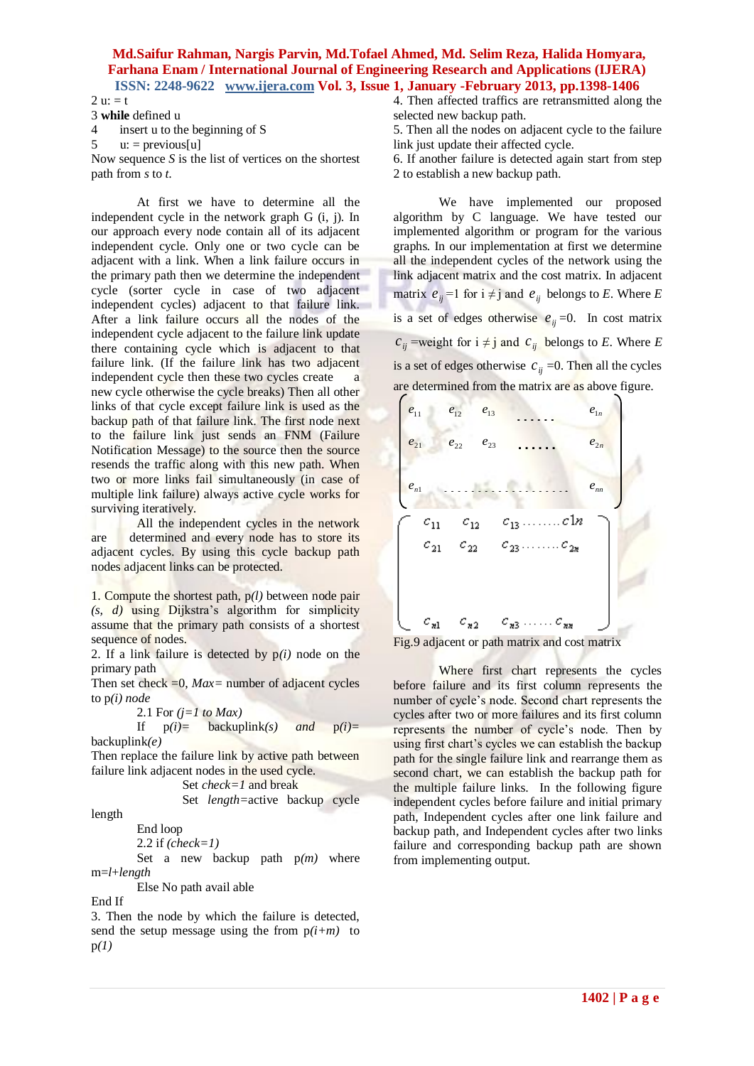2 u: = t

3 **while** defined u

4 insert u to the beginning of S

5 u: = previous[u]

Now sequence *S* is the list of vertices on the shortest path from *s* to *t*.

At first we have to determine all the independent cycle in the network graph G (i, j). In our approach every node contain all of its adjacent independent cycle. Only one or two cycle can be adjacent with a link. When a link failure occurs in the primary path then we determine the independent cycle (sorter cycle in case of two adjacent independent cycles) adjacent to that failure link. After a link failure occurs all the nodes of the independent cycle adjacent to the failure link update there containing cycle which is adjacent to that failure link. (If the failure link has two adjacent independent cycle then these two cycles create a new cycle otherwise the cycle breaks) Then all other links of that cycle except failure link is used as the backup path of that failure link. The first node next to the failure link just sends an FNM (Failure Notification Message) to the source then the source resends the traffic along with this new path. When two or more links fail simultaneously (in case of multiple link failure) always active cycle works for surviving iteratively.

All the independent cycles in the network are determined and every node has to store its adjacent cycles. By using this cycle backup path nodes adjacent links can be protected.

1. Compute the shortest path, p*(l)* between node pair *(s, d)* using Dijkstra's algorithm for simplicity assume that the primary path consists of a shortest sequence of nodes.

2. If a link failure is detected by p*(i)* node on the primary path

Then set check =0, *Max=* number of adjacent cycles to p*(i) node*

2.1 For *(j=1 to Max)*

If p*(i)=* backuplink*(s)* *and* p*(i)=* backuplink*(e)*

Then replace the failure link by active path between failure link adjacent nodes in the used cycle.

Set *check=1* and break

Set *length=*active backup cycle length

End loop

2.2 if *(check=1)*

Set a new backup path p*(m)* where m=*l+length*

Else No path avail able

End If

3. Then the node by which the failure is detected, send the setup message using the from p*(i+m)* to p*(1)*

4. Then affected traffics are retransmitted along the selected new backup path.

5. Then all the nodes on adjacent cycle to the failure link just update their affected cycle.

6. If another failure is detected again start from step 2 to establish a new backup path.

We have implemented our proposed algorithm by C language. We have tested our implemented algorithm or program for the various graphs. In our implementation at first we determine all the independent cycles of the network using the link adjacent matrix and the cost matrix. In adjacent matrix $e_{ij}$=1 for i $\neq$ j and $e_{ij}$ belongs to *E*. Where *E* is a set of edges otherwise $e_{ij}$=0. In cost matrix $c_{ij}$=weight for i $\neq$ j and $c_{ij}$ belongs to *E*. Where *E* is a set of edges otherwise $c_{ij}$=0. Then all the cycles are determined from the matrix are as above figure.

$$
\begin{pmatrix}
e_{11} & e_{12} & e_{13} & \cdots & e_{1n} \\
e_{21} & e_{22} & e_{23} & \cdots & e_{2n} \\
 & & & & \\
e_{n1} & \cdots & \cdots & \cdots & e_{nn}
\end{pmatrix}
$$

$$
\begin{pmatrix}
c_{11} & c_{12} & c_{13} \cdots\cdots c_{1n} \\
c_{21} & c_{22} & c_{23} \cdots\cdots c_{2n} \\
 & & \\
c_{n1} & c_{n2} & c_{n3} \cdots\cdots c_{nn}
\end{pmatrix}
$$

Fig.9 adjacent or path matrix and cost matrix

Where first chart represents the cycles before failure and its first column represents the number of cycle's node. Second chart represents the cycles after two or more failures and its first column represents the number of cycle's node. Then by using first chart's cycles we can establish the backup path for the single failure link and rearrange them as second chart, we can establish the backup path for the multiple failure links. In the following figure independent cycles before failure and initial primary path, Independent cycles after one link failure and backup path, and Independent cycles after two links failure and corresponding backup path are shown from implementing output.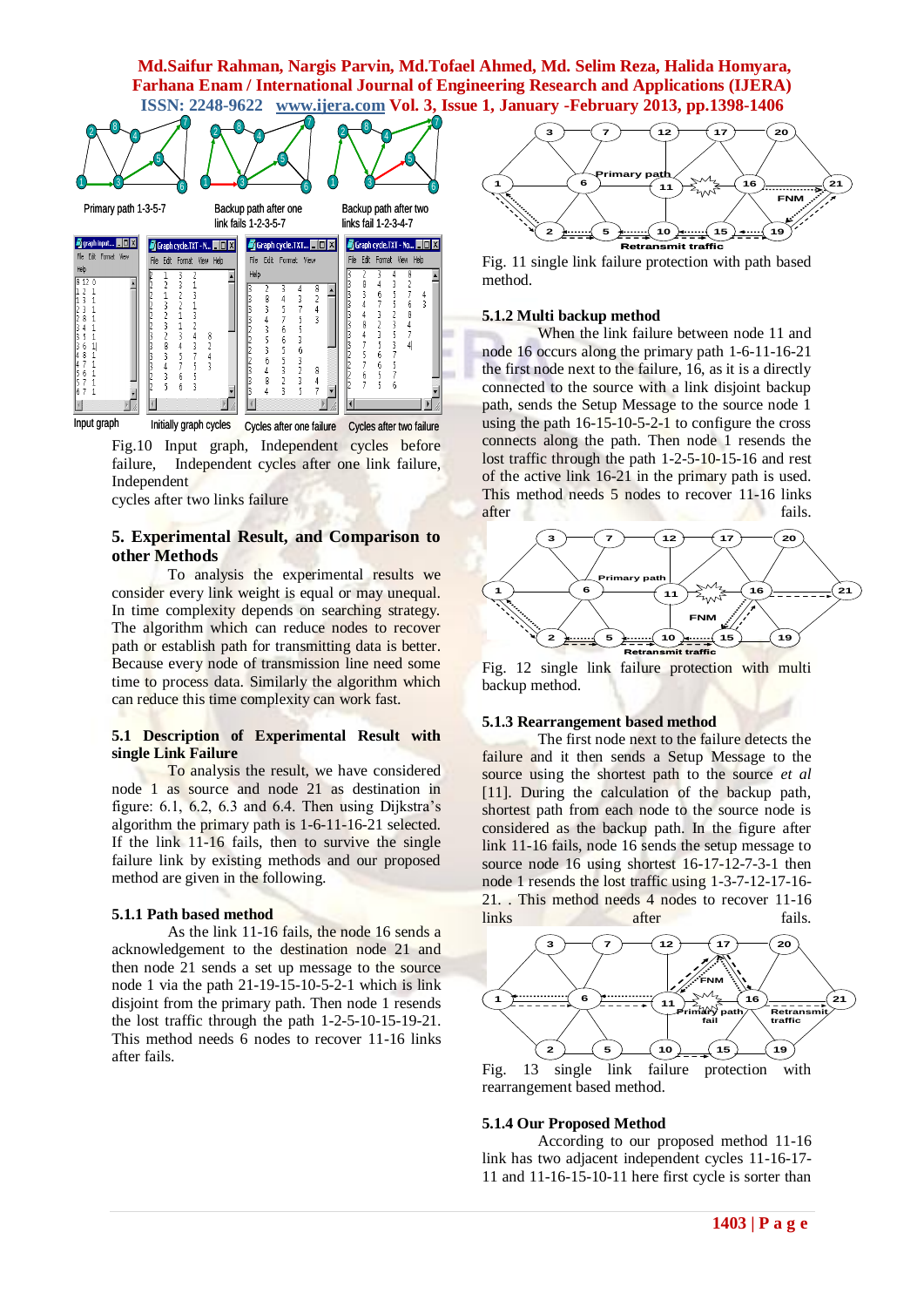Fig.10 Input graph, Independent cycles before failure, Independent cycles after one link failure, Independent cycles after two links failure

## 5. Experimental Result, and Comparison to other Methods

To analysis the experimental results we consider every link weight is equal or may unequal. In time complexity depends on searching strategy. The algorithm which can reduce nodes to recover path or establish path for transmitting data is better. Because every node of transmission line need some time to process data. Similarly the algorithm which can reduce this time complexity can work fast.

### 5.1 Description of Experimental Result with single Link Failure

To analysis the result, we have considered node 1 as source and node 21 as destination in figure: 6.1, 6.2, 6.3 and 6.4. Then using Dijkstra's algorithm the primary path is 1-6-11-16-21 selected. If the link 11-16 fails, then to survive the single failure link by existing methods and our proposed method are given in the following.

#### 5.1.1 Path based method

As the link 11-16 fails, the node 16 sends a acknowledgement to the destination node 21 and then node 21 sends a set up message to the source node 1 via the path 21-19-15-10-5-2-1 which is link disjoint from the primary path. Then node 1 resends the lost traffic through the path 1-2-5-10-15-19-21. This method needs 6 nodes to recover 11-16 links after fails.

Fig. 11 single link failure protection with path based method.

#### 5.1.2 Multi backup method

When the link failure between node 11 and node 16 occurs along the primary path 1-6-11-16-21 the first node next to the failure, 16, as it is a directly connected to the source with a link disjoint backup path, sends the Setup Message to the source node 1 using the path 16-15-10-5-2-1 to configure the cross connects along the path. Then node 1 resends the lost traffic through the path 1-2-5-10-15-16 and rest of the active link 16-21 in the primary path is used. This method needs 5 nodes to recover 11-16 links after fails.

Fig. 12 single link failure protection with multi backup method.

#### 5.1.3 Rearrangement based method

The first node next to the failure detects the failure and it then sends a Setup Message to the source using the shortest path to the source *et al* [11]. During the calculation of the backup path, shortest path from each node to the source node is considered as the backup path. In the figure after link 11-16 fails, node 16 sends the setup message to source node 16 using shortest 16-17-12-7-3-1 then node 1 resends the lost traffic using 1-3-7-12-17-16-21. . This method needs 4 nodes to recover 11-16 links after fails.

Fig. 13 single link failure protection with rearrangement based method.

#### 5.1.4 Our Proposed Method

According to our proposed method 11-16 link has two adjacent independent cycles 11-16-17-11 and 11-16-15-10-11 here first cycle is sorter than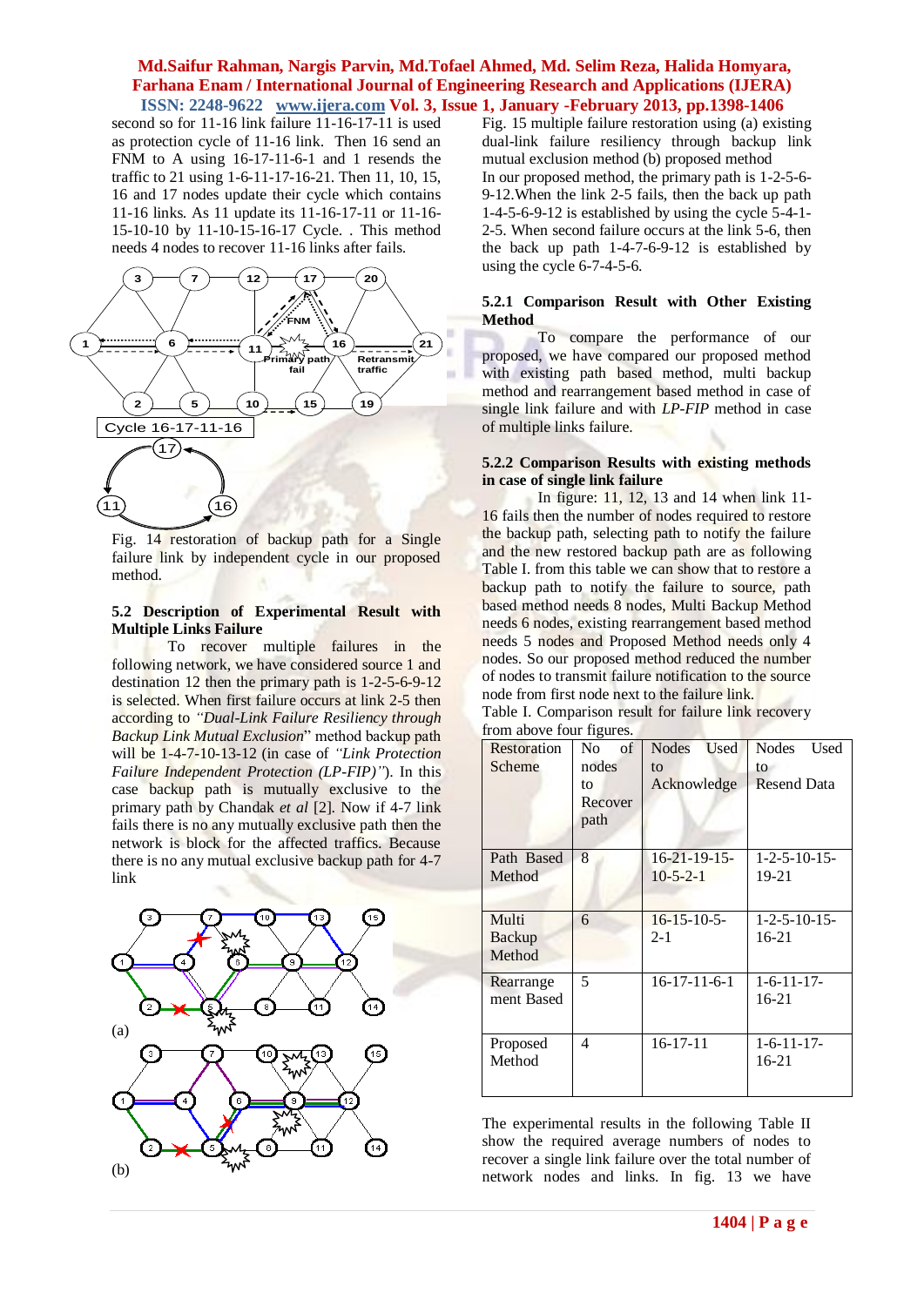second so for 11-16 link failure 11-16-17-11 is used as protection cycle of 11-16 link. Then 16 send an FNM to A using 16-17-11-6-1 and 1 resends the traffic to 21 using 1-6-11-17-16-21. Then 11, 10, 15, 16 and 17 nodes update their cycle which contains 11-16 links. As 11 update its 11-16-17-11 or 11-16-15-10-10 by 11-10-15-16-17 Cycle. . This method needs 4 nodes to recover 11-16 links after fails.

Fig. 14 restoration of backup path for a Single failure link by independent cycle in our proposed method.

### 5.2 Description of Experimental Result with Multiple Links Failure

To recover multiple failures in the following network, we have considered source 1 and destination 12 then the primary path is 1-2-5-6-9-12 is selected. When first failure occurs at link 2-5 then according to *"Dual-Link Failure Resiliency through Backup Link Mutual Exclusion"* method backup path will be 1-4-7-10-13-12 (in case of *"Link Protection Failure Independent Protection (LP-FIP)"*). In this case backup path is mutually exclusive to the primary path by Chandak *et al* [2]. Now if 4-7 link fails there is no any mutually exclusive path then the network is block for the affected traffics. Because there is no any mutual exclusive backup path for 4-7 link

(a)

(b)

Fig. 15 multiple failure restoration using (a) existing dual-link failure resiliency through backup link mutual exclusion method (b) proposed method

In our proposed method, the primary path is 1-2-5-6-9-12.When the link 2-5 fails, then the back up path 1-4-5-6-9-12 is established by using the cycle 5-4-1-2-5. When second failure occurs at the link 5-6, then the back up path 1-4-7-6-9-12 is established by using the cycle 6-7-4-5-6.

#### 5.2.1 Comparison Result with Other Existing Method

To compare the performance of our proposed, we have compared our proposed method with existing path based method, multi backup method and rearrangement based method in case of single link failure and with *LP-FIP* method in case of multiple links failure.

#### 5.2.2 Comparison Results with existing methods in case of single link failure

In figure: 11, 12, 13 and 14 when link 11-16 fails then the number of nodes required to restore the backup path, selecting path to notify the failure and the new restored backup path are as following Table I. from this table we can show that to restore a backup path to notify the failure to source, path based method needs 8 nodes, Multi Backup Method needs 6 nodes, existing rearrangement based method needs 5 nodes and Proposed Method needs only 4 nodes. So our proposed method reduced the number of nodes to transmit failure notification to the source node from first node next to the failure link.

Table I. Comparison result for failure link recovery from above four figures.

| Restoration Scheme | No of nodes to Recover path | Nodes Used to Acknowledge | Nodes Used to Resend Data |
|---|---|---|---|
| Path Based Method | 8 | 16-21-19-15-10-5-2-1 | 1-2-5-10-15-19-21 |
| Multi Backup Method | 6 | 16-15-10-5-2-1 | 1-2-5-10-15-16-21 |
| Rearrangement Based | 5 | 16-17-11-6-1 | 1-6-11-17-16-21 |
| Proposed Method | 4 | 16-17-11 | 1-6-11-17-16-21 |

The experimental results in the following Table II show the required average numbers of nodes to recover a single link failure over the total number of network nodes and links. In fig. 13 we have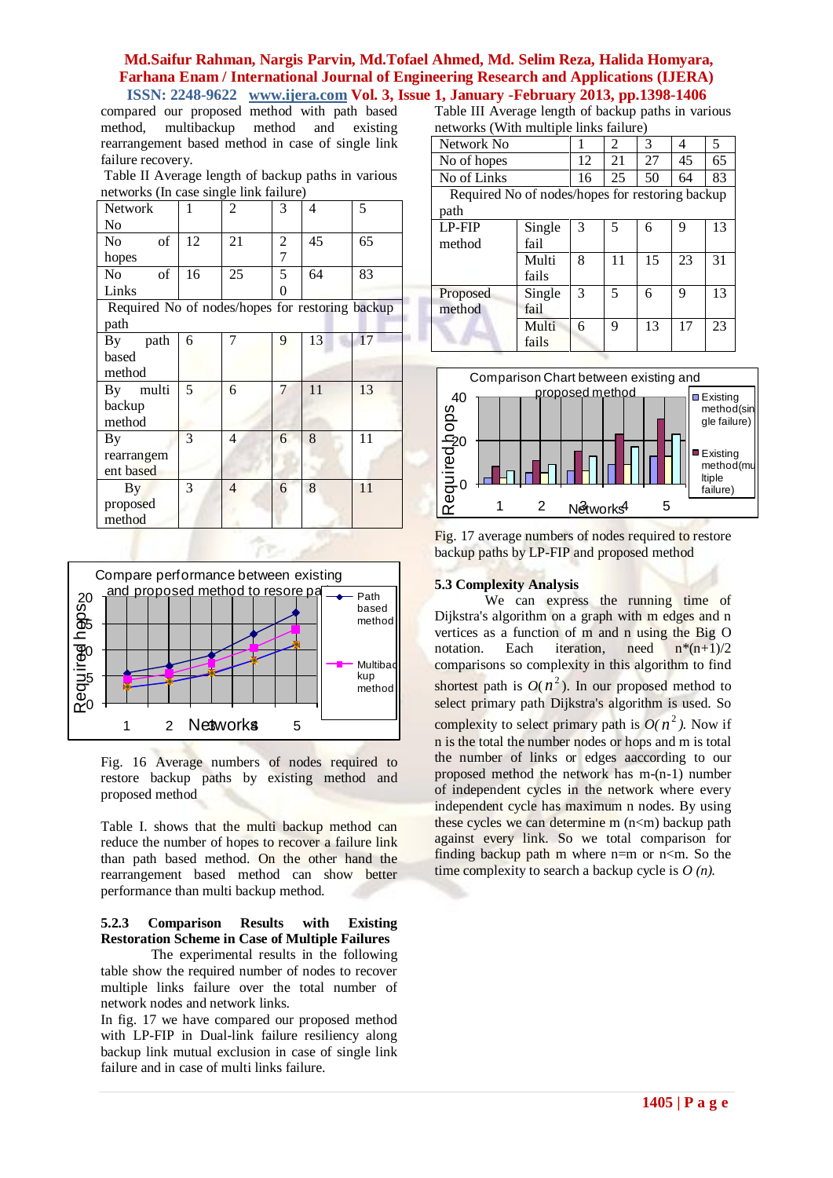compared our proposed method with path based method, multibackup method and existing rearrangement based method in case of single link failure recovery.

Table II Average length of backup paths in various networks (In case single link failure)

| Network No | 1 | 2 | 3 | 4 | 5 |
|---|---|---|---|---|---|
| No of hopes | 12 | 21 | 27 | 45 | 65 |
| No of Links | 16 | 25 | 50 | 64 | 83 |
| Required No of nodes/hopes for restoring backup path | | | | | |
| By path based method | 6 | 7 | 9 | 13 | 17 |
| By multi backup method | 5 | 6 | 7 | 11 | 13 |
| By rearrangement based | 3 | 4 | 6 | 8 | 11 |
| By proposed method | 3 | 4 | 6 | 8 | 11 |

Fig. 16 Average numbers of nodes required to restore backup paths by existing method and proposed method

Table I. shows that the multi backup method can reduce the number of hopes to recover a failure link than path based method. On the other hand the rearrangement based method can show better performance than multi backup method.

### 5.2.3 Comparison Results with Existing Restoration Scheme in Case of Multiple Failures

The experimental results in the following table show the required number of nodes to recover multiple links failure over the total number of network nodes and network links.

In fig. 17 we have compared our proposed method with LP-FIP in Dual-link failure resiliency along backup link mutual exclusion in case of single link failure and in case of multi links failure.

Table III Average length of backup paths in various networks (With multiple links failure)

| Network No | | 1 | 2 | 3 | 4 | 5 |
|---|---|---|---|---|---|---|
| No of hopes | | 12 | 21 | 27 | 45 | 65 |
| No of Links | | 16 | 25 | 50 | 64 | 83 |
| Required No of nodes/hopes for restoring backup path | | | | | | |
| LP-FIP method | Single fail | 3 | 5 | 6 | 9 | 13 |
| | Multi fails | 8 | 11 | 15 | 23 | 31 |
| Proposed method | Single fail | 3 | 5 | 6 | 9 | 13 |
| | Multi fails | 6 | 9 | 13 | 17 | 23 |

Fig. 17 average numbers of nodes required to restore backup paths by LP-FIP and proposed method

### 5.3 Complexity Analysis

We can express the running time of Dijkstra's algorithm on a graph with m edges and n vertices as a function of m and n using the Big O notation. Each iteration, need n*(n+1)/2 comparisons so complexity in this algorithm to find shortest path is $O(n^2)$. In our proposed method to select primary path Dijkstra's algorithm is used. So complexity to select primary path is $O(n^2)$. Now if n is the total the number nodes or hops and m is total the number of links or edges aaccording to our proposed method the network has m-(n-1) number of independent cycles in the network where every independent cycle has maximum n nodes. By using these cycles we can determine m (n<m) backup path against every link. So we total comparison for finding backup path m where n=m or n<m. So the time complexity to search a backup cycle is *O (n)*.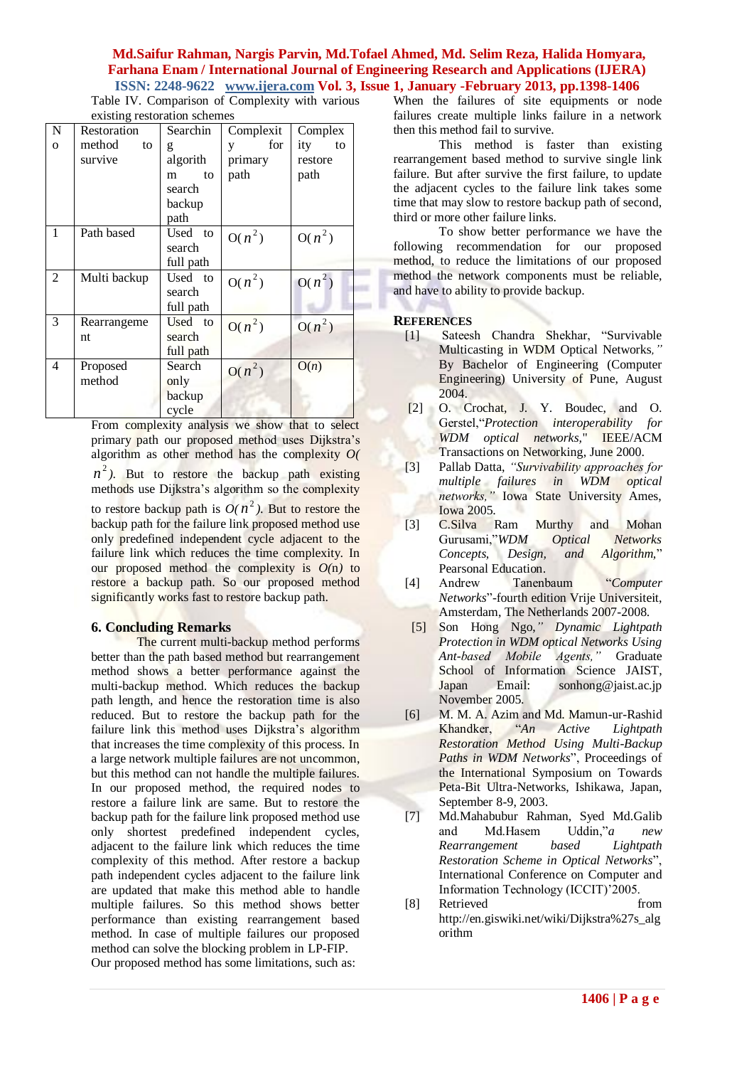Table IV. Comparison of Complexity with various existing restoration schemes

| No | Restoration method to survive | Searching algorithm to search backup path | Complexity for primary path | Complexity to restore path |
|---|---|---|---|---|
| 1 | Path based | Used to search full path | O($n^2$) | O($n^2$) |
| 2 | Multi backup | Used to search full path | O($n^2$) | O($n^2$) |
| 3 | Rearrangement | Used to search full path | O($n^2$) | O($n^2$) |
| 4 | Proposed method | Search only backup cycle | O($n^2$) | O($n$) |

From complexity analysis we show that to select primary path our proposed method uses Dijkstra's algorithm as other method has the complexity $O(n^2)$. But to restore the backup path existing methods use Dijkstra's algorithm so the complexity to restore backup path is $O(n^2)$. But to restore the backup path for the failure link proposed method use only predefined independent cycle adjacent to the failure link which reduces the time complexity. In our proposed method the complexity is $O(n)$ to restore a backup path. So our proposed method significantly works fast to restore backup path.

## 6. Concluding Remarks

The current multi-backup method performs better than the path based method but rearrangement method shows a better performance against the multi-backup method. Which reduces the backup path length, and hence the restoration time is also reduced. But to restore the backup path for the failure link this method uses Dijkstra's algorithm that increases the time complexity of this process. In a large network multiple failures are not uncommon, but this method can not handle the multiple failures. In our proposed method, the required nodes to restore a failure link are same. But to restore the backup path for the failure link proposed method use only shortest predefined independent cycles, adjacent to the failure link which reduces the time complexity of this method. After restore a backup path independent cycles adjacent to the failure link are updated that make this method able to handle multiple failures. So this method shows better performance than existing rearrangement based method. In case of multiple failures our proposed method can solve the blocking problem in LP-FIP.

Our proposed method has some limitations, such as: When the failures of site equipments or node failures create multiple links failure in a network then this method fail to survive.

This method is faster than existing rearrangement based method to survive single link failure. But after survive the first failure, to update the adjacent cycles to the failure link takes some time that may slow to restore backup path of second, third or more other failure links.

To show better performance we have the following recommendation for our proposed method, to reduce the limitations of our proposed method the network components must be reliable, and have to ability to provide backup.

## References

[1] Sateesh Chandra Shekhar, "Survivable Multicasting in WDM Optical Networks*,"* By Bachelor of Engineering (Computer Engineering) University of Pune, August 2004.

[2] O. Crochat, J. Y. Boudec, and O. Gerstel,"*Protection interoperability for WDM optical networks*," IEEE/ACM Transactions on Networking, June 2000.

[3] Pallab Datta, *"Survivability approaches for multiple failures in WDM optical networks,"* Iowa State University Ames, Iowa 2005.

[3] C.Silva Ram Murthy and Mohan Gurusami,"*WDM Optical Networks Concepts, Design, and Algorithm,*" Pearsonal Education.

[4] Andrew Tanenbaum "*Computer Networks*"-fourth edition Vrije Universiteit, Amsterdam, The Netherlands 2007-2008.

[5] Son Hong Ngo,*" Dynamic Lightpath Protection in WDM optical Networks Using Ant-based Mobile Agents,"* Graduate School of Information Science JAIST, Japan Email: sonhong@jaist.ac.jp November 2005.

[6] M. M. A. Azim and Md. Mamun-ur-Rashid Khandker, "*An Active Lightpath Restoration Method Using Multi-Backup Paths in WDM Networks*", Proceedings of the International Symposium on Towards Peta-Bit Ultra-Networks, Ishikawa, Japan, September 8-9, 2003.

[7] Md.Mahabubur Rahman, Syed Md.Galib and Md.Hasem Uddin,"*a new Rearrangement based Lightpath Restoration Scheme in Optical Networks*", International Conference on Computer and Information Technology (ICCIT)'2005.

[8] Retrieved from http://en.giswiki.net/wiki/Dijkstra%27s_algorithm